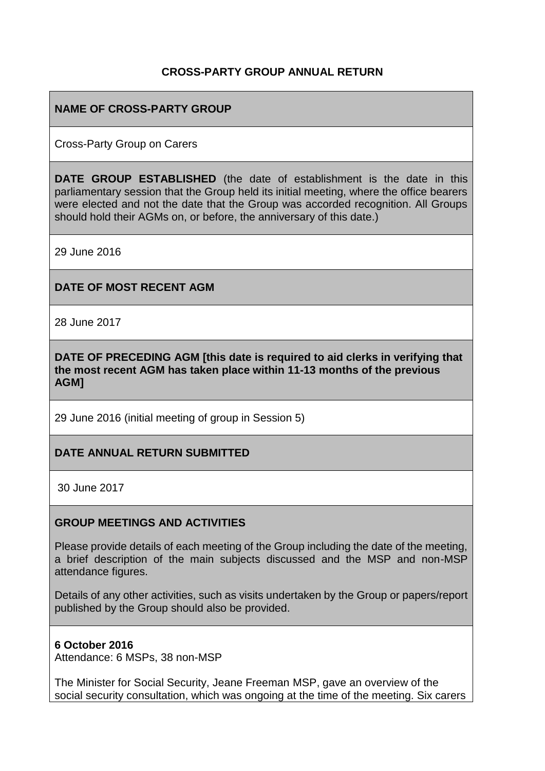# CROSS-PARTY GROUP ANNUAL RETURN

## NAME OF CROSS-PARTY GROUP

Cross-Party Group on Carers

**DATE GROUP ESTABLISHED** (the date of establishment is the date in this parliamentary session that the Group held its initial meeting, where the office bearers were elected and not the date that the Group was accorded recognition. All Groups should hold their AGMs on, or before, the anniversary of this date.)

29 June 2016

## DATE OF MOST RECENT AGM

28 June 2017

**DATE OF PRECEDING AGM [this date is required to aid clerks in verifying that the most recent AGM has taken place within 11-13 months of the previous AGM]**

29 June 2016 (initial meeting of group in Session 5)

## DATE ANNUAL RETURN SUBMITTED

30 June 2017

## GROUP MEETINGS AND ACTIVITIES

Please provide details of each meeting of the Group including the date of the meeting, a brief description of the main subjects discussed and the MSP and non-MSP attendance figures.

Details of any other activities, such as visits undertaken by the Group or papers/report published by the Group should also be provided.

**6 October 2016**
Attendance: 6 MSPs, 38 non-MSP

The Minister for Social Security, Jeane Freeman MSP, gave an overview of the social security consultation, which was ongoing at the time of the meeting. Six carers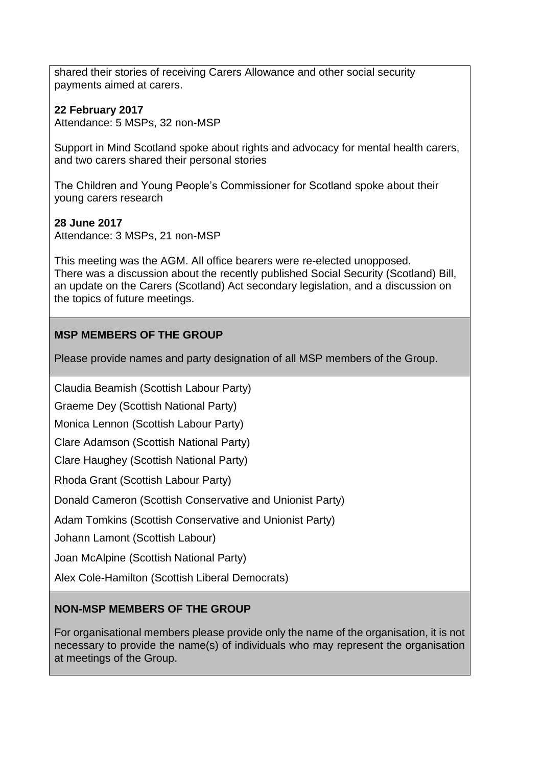shared their stories of receiving Carers Allowance and other social security payments aimed at carers.

**22 February 2017**
Attendance: 5 MSPs, 32 non-MSP

Support in Mind Scotland spoke about rights and advocacy for mental health carers, and two carers shared their personal stories

The Children and Young People's Commissioner for Scotland spoke about their young carers research

**28 June 2017**
Attendance: 3 MSPs, 21 non-MSP

This meeting was the AGM. All office bearers were re-elected unopposed. There was a discussion about the recently published Social Security (Scotland) Bill, an update on the Carers (Scotland) Act secondary legislation, and a discussion on the topics of future meetings.

**MSP MEMBERS OF THE GROUP**

Please provide names and party designation of all MSP members of the Group.

Claudia Beamish (Scottish Labour Party)

Graeme Dey (Scottish National Party)

Monica Lennon (Scottish Labour Party)

Clare Adamson (Scottish National Party)

Clare Haughey (Scottish National Party)

Rhoda Grant (Scottish Labour Party)

Donald Cameron (Scottish Conservative and Unionist Party)

Adam Tomkins (Scottish Conservative and Unionist Party)

Johann Lamont (Scottish Labour)

Joan McAlpine (Scottish National Party)

Alex Cole-Hamilton (Scottish Liberal Democrats)

**NON-MSP MEMBERS OF THE GROUP**

For organisational members please provide only the name of the organisation, it is not necessary to provide the name(s) of individuals who may represent the organisation at meetings of the Group.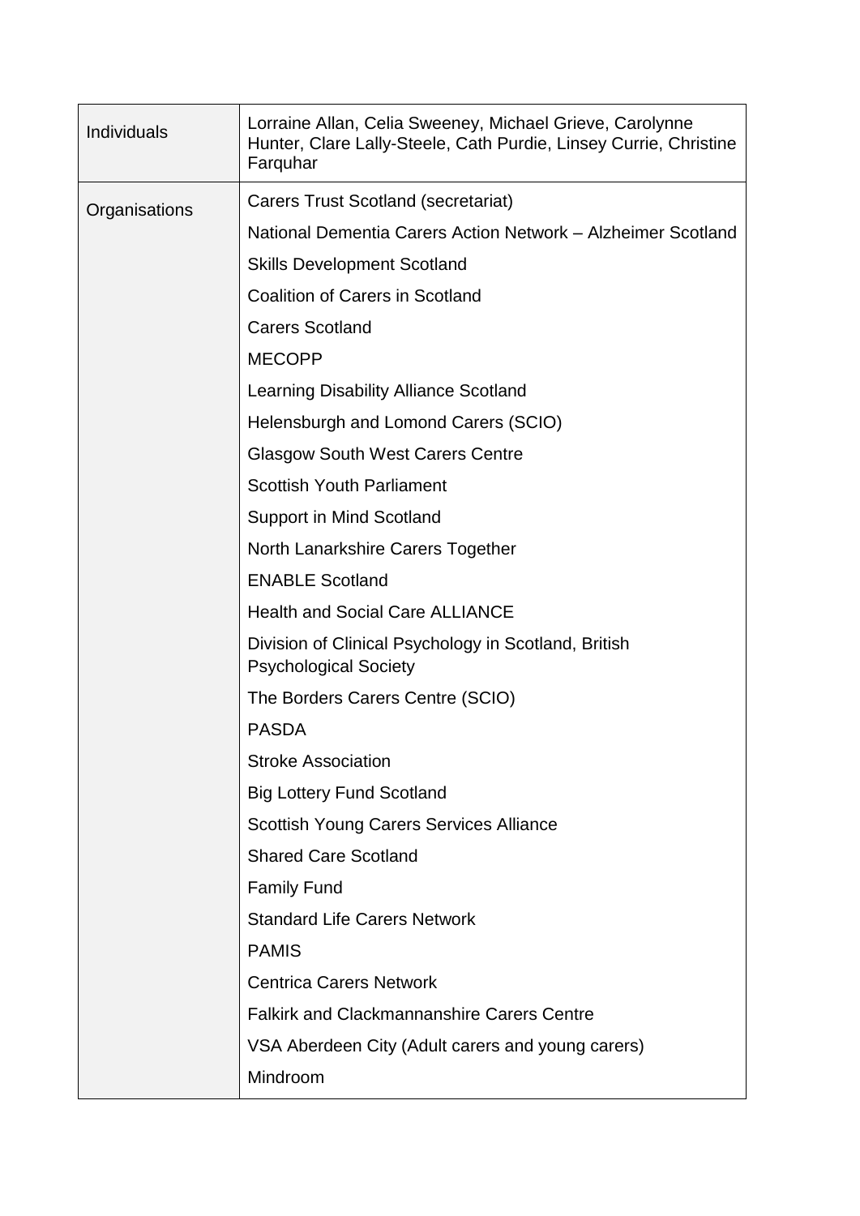| | |
|---|---|
| Individuals | Lorraine Allan, Celia Sweeney, Michael Grieve, Carolynne Hunter, Clare Lally-Steele, Cath Purdie, Linsey Currie, Christine Farquhar |
| Organisations | Carers Trust Scotland (secretariat) |
| | National Dementia Carers Action Network – Alzheimer Scotland |
| | Skills Development Scotland |
| | Coalition of Carers in Scotland |
| | Carers Scotland |
| | MECOPP |
| | Learning Disability Alliance Scotland |
| | Helensburgh and Lomond Carers (SCIO) |
| | Glasgow South West Carers Centre |
| | Scottish Youth Parliament |
| | Support in Mind Scotland |
| | North Lanarkshire Carers Together |
| | ENABLE Scotland |
| | Health and Social Care ALLIANCE |
| | Division of Clinical Psychology in Scotland, British Psychological Society |
| | The Borders Carers Centre (SCIO) |
| | PASDA |
| | Stroke Association |
| | Big Lottery Fund Scotland |
| | Scottish Young Carers Services Alliance |
| | Shared Care Scotland |
| | Family Fund |
| | Standard Life Carers Network |
| | PAMIS |
| | Centrica Carers Network |
| | Falkirk and Clackmannanshire Carers Centre |
| | VSA Aberdeen City (Adult carers and young carers) |
| | Mindroom |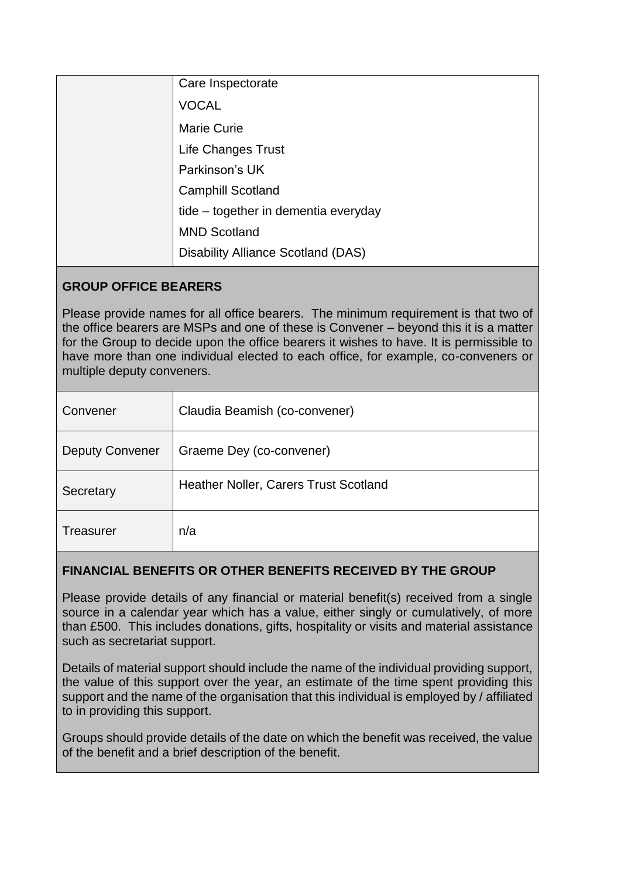| | |
|---|---|
| | Care Inspectorate |
| | VOCAL |
| | Marie Curie |
| | Life Changes Trust |
| | Parkinson's UK |
| | Camphill Scotland |
| | tide – together in dementia everyday |
| | MND Scotland |
| | Disability Alliance Scotland (DAS) |

**GROUP OFFICE BEARERS**

Please provide names for all office bearers. The minimum requirement is that two of the office bearers are MSPs and one of these is Convener – beyond this it is a matter for the Group to decide upon the office bearers it wishes to have. It is permissible to have more than one individual elected to each office, for example, co-conveners or multiple deputy conveners.

| | |
|---|---|
| Convener | Claudia Beamish (co-convener) |
| Deputy Convener | Graeme Dey (co-convener) |
| Secretary | Heather Noller, Carers Trust Scotland |
| Treasurer | n/a |

**FINANCIAL BENEFITS OR OTHER BENEFITS RECEIVED BY THE GROUP**

Please provide details of any financial or material benefit(s) received from a single source in a calendar year which has a value, either singly or cumulatively, of more than £500. This includes donations, gifts, hospitality or visits and material assistance such as secretariat support.

Details of material support should include the name of the individual providing support, the value of this support over the year, an estimate of the time spent providing this support and the name of the organisation that this individual is employed by / affiliated to in providing this support.

Groups should provide details of the date on which the benefit was received, the value of the benefit and a brief description of the benefit.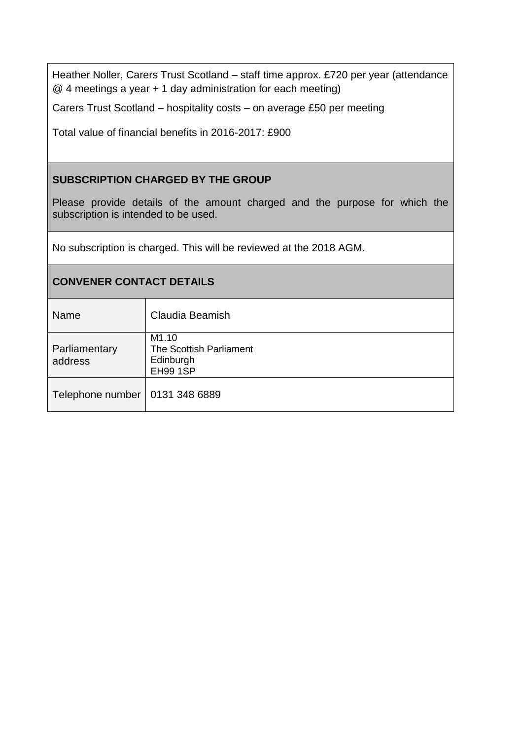Heather Noller, Carers Trust Scotland – staff time approx. £720 per year (attendance @ 4 meetings a year + 1 day administration for each meeting)

Carers Trust Scotland – hospitality costs – on average £50 per meeting

Total value of financial benefits in 2016-2017: £900

**SUBSCRIPTION CHARGED BY THE GROUP**

Please provide details of the amount charged and the purpose for which the subscription is intended to be used.

No subscription is charged. This will be reviewed at the 2018 AGM.

**CONVENER CONTACT DETAILS**

| | |
|---|---|
| Name | Claudia Beamish |
| Parliamentary address | M1.10<br>The Scottish Parliament<br>Edinburgh<br>EH99 1SP |
| Telephone number | 0131 348 6889 |